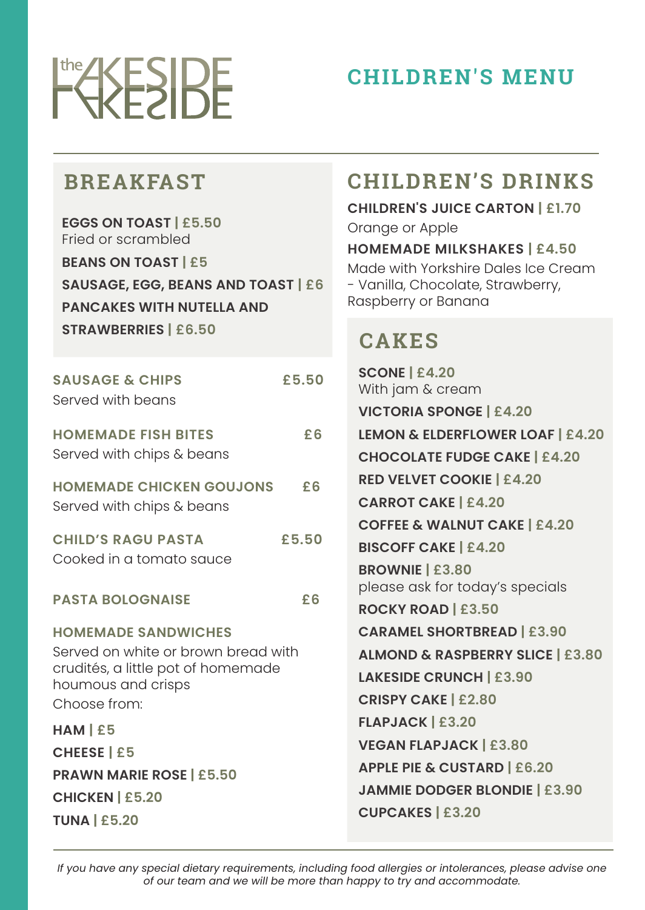# the LAKESIDE

# CHILDREN'S MENU

## BREAKFAST

**EGGS ON TOAST | £5.50**
Fried or scrambled

**BEANS ON TOAST | £5**

**SAUSAGE, EGG, BEANS AND TOAST | £6**

**PANCAKES WITH NUTELLA AND STRAWBERRIES | £6.50**

**SAUSAGE & CHIPS** £5.50
Served with beans

**HOMEMADE FISH BITES** £6
Served with chips & beans

**HOMEMADE CHICKEN GOUJONS** £6
Served with chips & beans

**CHILD'S RAGU PASTA** £5.50
Cooked in a tomato sauce

**PASTA BOLOGNAISE** £6

**HOMEMADE SANDWICHES**
Served on white or brown bread with crudités, a little pot of homemade houmous and crisps
Choose from:

**HAM | £5**

**CHEESE | £5**

**PRAWN MARIE ROSE | £5.50**

**CHICKEN | £5.20**

**TUNA | £5.20**

## CHILDREN'S DRINKS

**CHILDREN'S JUICE CARTON | £1.70**
Orange or Apple

**HOMEMADE MILKSHAKES | £4.50**
Made with Yorkshire Dales Ice Cream - Vanilla, Chocolate, Strawberry, Raspberry or Banana

## CAKES

**SCONE | £4.20**
With jam & cream

**VICTORIA SPONGE | £4.20**

**LEMON & ELDERFLOWER LOAF | £4.20**

**CHOCOLATE FUDGE CAKE | £4.20**

**RED VELVET COOKIE | £4.20**

**CARROT CAKE | £4.20**

**COFFEE & WALNUT CAKE | £4.20**

**BISCOFF CAKE | £4.20**

**BROWNIE | £3.80**
please ask for today's specials

**ROCKY ROAD | £3.50**

**CARAMEL SHORTBREAD | £3.90**

**ALMOND & RASPBERRY SLICE | £3.80**

**LAKESIDE CRUNCH | £3.90**

**CRISPY CAKE | £2.80**

**FLAPJACK | £3.20**

**VEGAN FLAPJACK | £3.80**

**APPLE PIE & CUSTARD | £6.20**

**JAMMIE DODGER BLONDIE | £3.90**

**CUPCAKES | £3.20**

*If you have any special dietary requirements, including food allergies or intolerances, please advise one of our team and we will be more than happy to try and accommodate.*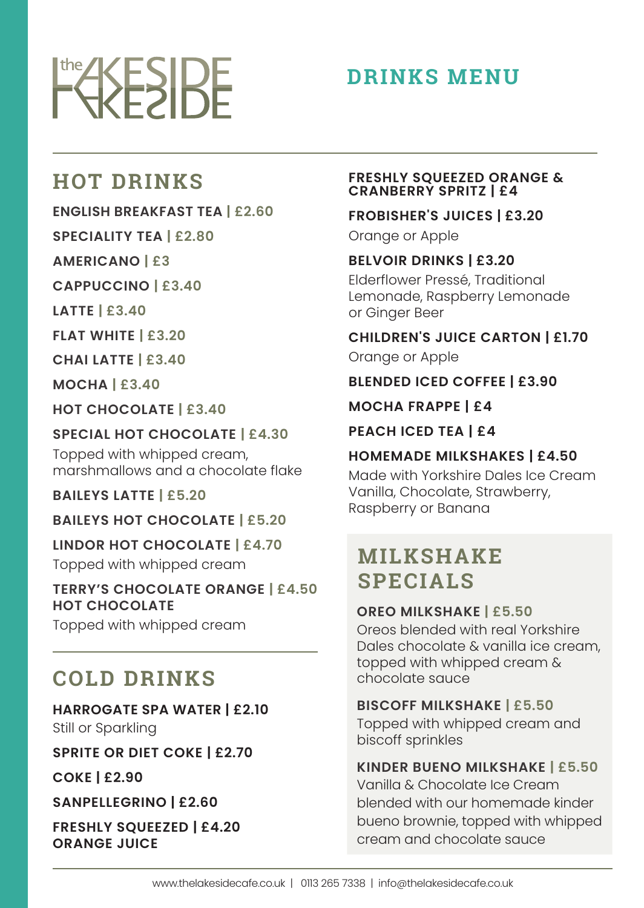# the LAKESIDE

# DRINKS MENU

## HOT DRINKS

**ENGLISH BREAKFAST TEA | £2.60**

**SPECIALITY TEA | £2.80**

**AMERICANO | £3**

**CAPPUCCINO | £3.40**

**LATTE | £3.40**

**FLAT WHITE | £3.20**

**CHAI LATTE | £3.40**

**MOCHA | £3.40**

**HOT CHOCOLATE | £3.40**

**SPECIAL HOT CHOCOLATE | £4.30**
Topped with whipped cream, marshmallows and a chocolate flake

**BAILEYS LATTE | £5.20**

**BAILEYS HOT CHOCOLATE | £5.20**

**LINDOR HOT CHOCOLATE | £4.70**
Topped with whipped cream

**TERRY'S CHOCOLATE ORANGE HOT CHOCOLATE | £4.50**
Topped with whipped cream

## COLD DRINKS

**HARROGATE SPA WATER | £2.10**
Still or Sparkling

**SPRITE OR DIET COKE | £2.70**

**COKE | £2.90**

**SANPELLEGRINO | £2.60**

**FRESHLY SQUEEZED ORANGE JUICE | £4.20**

**FRESHLY SQUEEZED ORANGE & CRANBERRY SPRITZ | £4**

**FROBISHER'S JUICES | £3.20**
Orange or Apple

**BELVOIR DRINKS | £3.20**
Elderflower Pressé, Traditional Lemonade, Raspberry Lemonade or Ginger Beer

**CHILDREN'S JUICE CARTON | £1.70**
Orange or Apple

**BLENDED ICED COFFEE | £3.90**

**MOCHA FRAPPE | £4**

**PEACH ICED TEA | £4**

**HOMEMADE MILKSHAKES | £4.50**
Made with Yorkshire Dales Ice Cream Vanilla, Chocolate, Strawberry, Raspberry or Banana

## MILKSHAKE SPECIALS

**OREO MILKSHAKE | £5.50**
Oreos blended with real Yorkshire Dales chocolate & vanilla ice cream, topped with whipped cream & chocolate sauce

**BISCOFF MILKSHAKE | £5.50**
Topped with whipped cream and biscoff sprinkles

**KINDER BUENO MILKSHAKE | £5.50**
Vanilla & Chocolate Ice Cream blended with our homemade kinder bueno brownie, topped with whipped cream and chocolate sauce

www.thelakesidecafe.co.uk | 0113 265 7338 | info@thelakesidecafe.co.uk